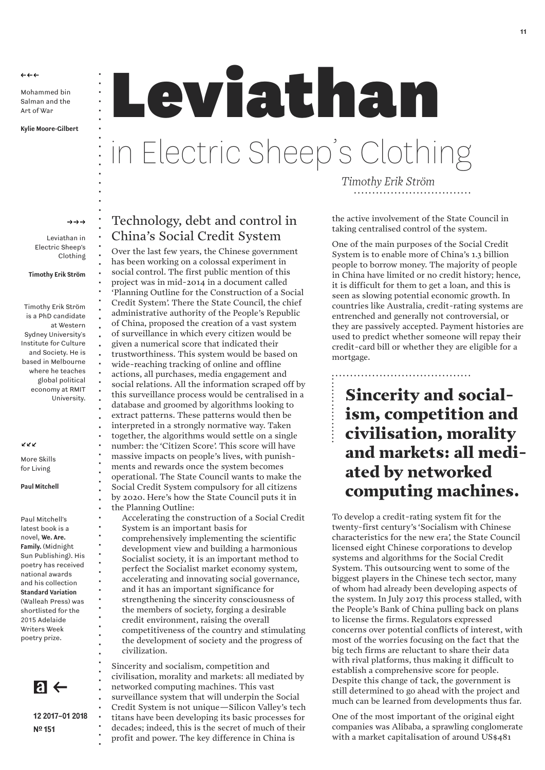←←←

Mohammed bin Salman and the Art of War

**Kylie Moore-Gilbert**

→→→

Leviathan in Electric Sheep's Clothing

**Timothy Erik Ström**

Timothy Erik Ström is a PhD candidate at Western Sydney University's Institute for Culture and Society. He is based in Melbourne where he teaches global political economy at RMIT University.

↙↙↙

More Skills for Living

**Paul Mitchell**

Paul Mitchell's latest book is a novel, **We. Are. Family.** (Midnight Sun Publishing). His poetry has received national awards and his collection **Standard Variation** (Walleah Press) was shortlisted for the 2015 Adelaide Writers Week poetry prize.

# Leviathan in Electric Sheep's Clothing

*Timothy Erik Ström*

## Technology, debt and control in China's Social Credit System

Over the last few years, the Chinese government has been working on a colossal experiment in social control. The first public mention of this project was in mid-2014 in a document called 'Planning Outline for the Construction of a Social Credit System'. There the State Council, the chief administrative authority of the People's Republic of China, proposed the creation of a vast system of surveillance in which every citizen would be given a numerical score that indicated their trustworthiness. This system would be based on wide-reaching tracking of online and offline actions, all purchases, media engagement and social relations. All the information scraped off by this surveillance process would be centralised in a database and groomed by algorithms looking to extract patterns. These patterns would then be interpreted in a strongly normative way. Taken together, the algorithms would settle on a single number: the 'Citizen Score'. This score will have massive impacts on people's lives, with punishments and rewards once the system becomes operational. The State Council wants to make the Social Credit System compulsory for all citizens by 2020. Here's how the State Council puts it in the Planning Outline:

> Accelerating the construction of a Social Credit System is an important basis for comprehensively implementing the scientific development view and building a harmonious Socialist society, it is an important method to perfect the Socialist market economy system, accelerating and innovating social governance, and it has an important significance for strengthening the sincerity consciousness of the members of society, forging a desirable credit environment, raising the overall competitiveness of the country and stimulating the development of society and the progress of civilization.

Sincerity and socialism, competition and civilisation, morality and markets: all mediated by networked computing machines. This vast surveillance system that will underpin the Social Credit System is not unique—Silicon Valley's tech titans have been developing its basic processes for decades; indeed, this is the secret of much of their profit and power. The key difference in China is the active involvement of the State Council in taking centralised control of the system.

One of the main purposes of the Social Credit System is to enable more of China's 1.3 billion people to borrow money. The majority of people in China have limited or no credit history; hence, it is difficult for them to get a loan, and this is seen as slowing potential economic growth. In countries like Australia, credit-rating systems are entrenched and generally not controversial, or they are passively accepted. Payment histories are used to predict whether someone will repay their credit-card bill or whether they are eligible for a mortgage.

> **Sincerity and socialism, competition and civilisation, morality and markets: all mediated by networked computing machines.**

To develop a credit-rating system fit for the twenty-first century's 'Socialism with Chinese characteristics for the new era', the State Council licensed eight Chinese corporations to develop systems and algorithms for the Social Credit System. This outsourcing went to some of the biggest players in the Chinese tech sector, many of whom had already been developing aspects of the system. In July 2017 this process stalled, with the People's Bank of China pulling back on plans to license the firms. Regulators expressed concerns over potential conflicts of interest, with most of the worries focusing on the fact that the big tech firms are reluctant to share their data with rival platforms, thus making it difficult to establish a comprehensive score for people. Despite this change of tack, the government is still determined to go ahead with the project and much can be learned from developments thus far.

One of the most important of the original eight companies was Alibaba, a sprawling conglomerate with a market capitalisation of around US$481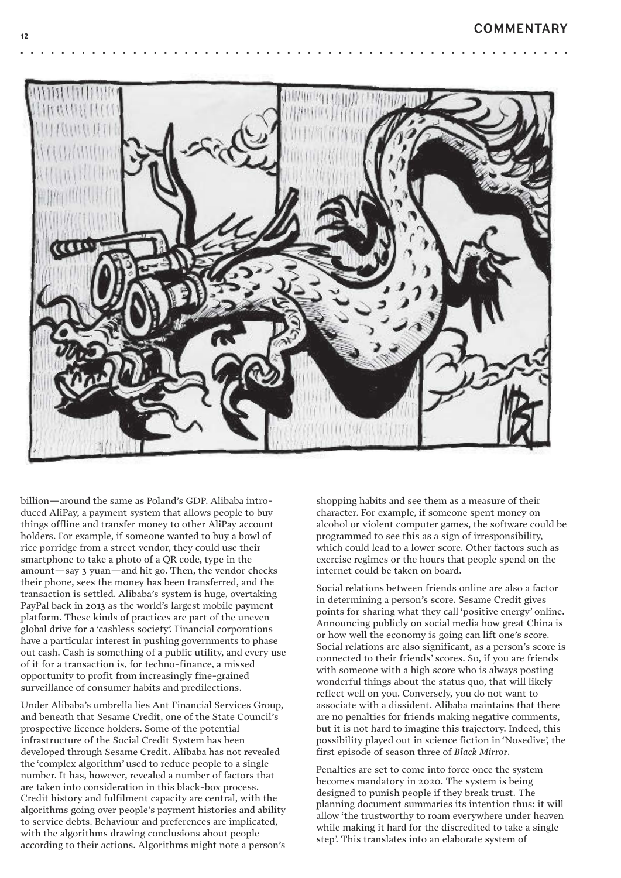billion—around the same as Poland's GDP. Alibaba introduced AliPay, a payment system that allows people to buy things offline and transfer money to other AliPay account holders. For example, if someone wanted to buy a bowl of rice porridge from a street vendor, they could use their smartphone to take a photo of a QR code, type in the amount—say 3 yuan—and hit go. Then, the vendor checks their phone, sees the money has been transferred, and the transaction is settled. Alibaba's system is huge, overtaking PayPal back in 2013 as the world's largest mobile payment platform. These kinds of practices are part of the uneven global drive for a 'cashless society'. Financial corporations have a particular interest in pushing governments to phase out cash. Cash is something of a public utility, and every use of it for a transaction is, for techno-finance, a missed opportunity to profit from increasingly fine-grained surveillance of consumer habits and predilections.

Under Alibaba's umbrella lies Ant Financial Services Group, and beneath that Sesame Credit, one of the State Council's prospective licence holders. Some of the potential infrastructure of the Social Credit System has been developed through Sesame Credit. Alibaba has not revealed the 'complex algorithm' used to reduce people to a single number. It has, however, revealed a number of factors that are taken into consideration in this black-box process. Credit history and fulfilment capacity are central, with the algorithms going over people's payment histories and ability to service debts. Behaviour and preferences are implicated, with the algorithms drawing conclusions about people according to their actions. Algorithms might note a person's shopping habits and see them as a measure of their character. For example, if someone spent money on alcohol or violent computer games, the software could be programmed to see this as a sign of irresponsibility, which could lead to a lower score. Other factors such as exercise regimes or the hours that people spend on the internet could be taken on board.

Social relations between friends online are also a factor in determining a person's score. Sesame Credit gives points for sharing what they call 'positive energy' online. Announcing publicly on social media how great China is or how well the economy is going can lift one's score. Social relations are also significant, as a person's score is connected to their friends' scores. So, if you are friends with someone with a high score who is always posting wonderful things about the status quo, that will likely reflect well on you. Conversely, you do not want to associate with a dissident. Alibaba maintains that there are no penalties for friends making negative comments, but it is not hard to imagine this trajectory. Indeed, this possibility played out in science fiction in 'Nosedive', the first episode of season three of *Black Mirror*.

Penalties are set to come into force once the system becomes mandatory in 2020. The system is being designed to punish people if they break trust. The planning document summaries its intention thus: it will allow 'the trustworthy to roam everywhere under heaven while making it hard for the discredited to take a single step'. This translates into an elaborate system of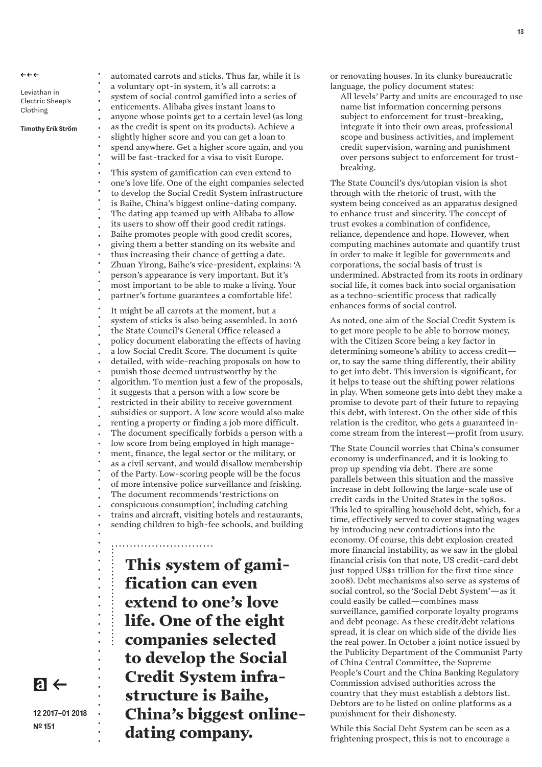automated carrots and sticks. Thus far, while it is a voluntary opt-in system, it's all carrots: a system of social control gamified into a series of enticements. Alibaba gives instant loans to anyone whose points get to a certain level (as long as the credit is spent on its products). Achieve a slightly higher score and you can get a loan to spend anywhere. Get a higher score again, and you will be fast-tracked for a visa to visit Europe.

This system of gamification can even extend to one's love life. One of the eight companies selected to develop the Social Credit System infrastructure is Baihe, China's biggest online-dating company. The dating app teamed up with Alibaba to allow its users to show off their good credit ratings. Baihe promotes people with good credit scores, giving them a better standing on its website and thus increasing their chance of getting a date. Zhuan Yirong, Baihe's vice-president, explains: 'A person's appearance is very important. But it's most important to be able to make a living. Your partner's fortune guarantees a comfortable life'.

It might be all carrots at the moment, but a system of sticks is also being assembled. In 2016 the State Council's General Office released a policy document elaborating the effects of having a low Social Credit Score. The document is quite detailed, with wide-reaching proposals on how to punish those deemed untrustworthy by the algorithm. To mention just a few of the proposals, it suggests that a person with a low score be restricted in their ability to receive government subsidies or support. A low score would also make renting a property or finding a job more difficult. The document specifically forbids a person with a low score from being employed in high management, finance, the legal sector or the military, or as a civil servant, and would disallow membership of the Party. Low-scoring people will be the focus of more intensive police surveillance and frisking. The document recommends 'restrictions on conspicuous consumption', including catching trains and aircraft, visiting hotels and restaurants, sending children to high-fee schools, and building or renovating houses. In its clunky bureaucratic language, the policy document states:

> All levels' Party and units are encouraged to use name list information concerning persons subject to enforcement for trust-breaking, integrate it into their own areas, professional scope and business activities, and implement credit supervision, warning and punishment over persons subject to enforcement for trust-breaking.

The State Council's dys/utopian vision is shot through with the rhetoric of trust, with the system being conceived as an apparatus designed to enhance trust and sincerity. The concept of trust evokes a combination of confidence, reliance, dependence and hope. However, when computing machines automate and quantify trust in order to make it legible for governments and corporations, the social basis of trust is undermined. Abstracted from its roots in ordinary social life, it comes back into social organisation as a techno-scientific process that radically enhances forms of social control.

As noted, one aim of the Social Credit System is to get more people to be able to borrow money, with the Citizen Score being a key factor in determining someone's ability to access credit—or, to say the same thing differently, their ability to get into debt. This inversion is significant, for it helps to tease out the shifting power relations in play. When someone gets into debt they make a promise to devote part of their future to repaying this debt, with interest. On the other side of this relation is the creditor, who gets a guaranteed income stream from the interest—profit from usury.

The State Council worries that China's consumer economy is underfinanced, and it is looking to prop up spending via debt. There are some parallels between this situation and the massive increase in debt following the large-scale use of credit cards in the United States in the 1980s. This led to spiralling household debt, which, for a time, effectively served to cover stagnating wages by introducing new contradictions into the economy. Of course, this debt explosion created more financial instability, as we saw in the global financial crisis (on that note, US credit-card debt just topped US$1 trillion for the first time since 2008). Debt mechanisms also serve as systems of social control, so the 'Social Debt System'—as it could easily be called—combines mass surveillance, gamified corporate loyalty programs and debt peonage. As these credit/debt relations spread, it is clear on which side of the divide lies the real power. In October a joint notice issued by the Publicity Department of the Communist Party of China Central Committee, the Supreme People's Court and the China Banking Regulatory Commission advised authorities across the country that they must establish a debtors list. Debtors are to be listed on online platforms as a punishment for their dishonesty.

While this Social Debt System can be seen as a frightening prospect, this is not to encourage a

**This system of gamification can even extend to one's love life. One of the eight companies selected to develop the Social Credit System infrastructure is Baihe, China's biggest online-dating company.**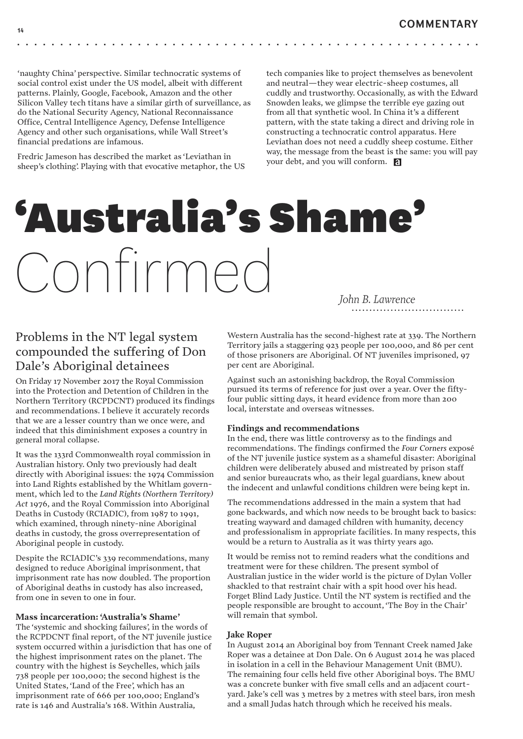'naughty China' perspective. Similar technocratic systems of social control exist under the US model, albeit with different patterns. Plainly, Google, Facebook, Amazon and the other Silicon Valley tech titans have a similar girth of surveillance, as do the National Security Agency, National Reconnaissance Office, Central Intelligence Agency, Defense Intelligence Agency and other such organisations, while Wall Street's financial predations are infamous.

Fredric Jameson has described the market as 'Leviathan in sheep's clothing'. Playing with that evocative metaphor, the US tech companies like to project themselves as benevolent and neutral—they wear electric-sheep costumes, all cuddly and trustworthy. Occasionally, as with the Edward Snowden leaks, we glimpse the terrible eye gazing out from all that synthetic wool. In China it's a different pattern, with the state taking a direct and driving role in constructing a technocratic control apparatus. Here Leviathan does not need a cuddly sheep costume. Either way, the message from the beast is the same: you will pay your debt, and you will conform.

# 'Australia's Shame' Confirmed

*John B. Lawrence*

## Problems in the NT legal system compounded the suffering of Don Dale's Aboriginal detainees

On Friday 17 November 2017 the Royal Commission into the Protection and Detention of Children in the Northern Territory (RCPDCNT) produced its findings and recommendations. I believe it accurately records that we are a lesser country than we once were, and indeed that this diminishment exposes a country in general moral collapse.

It was the 133rd Commonwealth royal commission in Australian history. Only two previously had dealt directly with Aboriginal issues: the 1974 Commission into Land Rights established by the Whitlam government, which led to the *Land Rights (Northern Territory) Act* 1976, and the Royal Commission into Aboriginal Deaths in Custody (RCIADIC), from 1987 to 1991, which examined, through ninety-nine Aboriginal deaths in custody, the gross overrepresentation of Aboriginal people in custody.

Despite the RCIADIC's 339 recommendations, many designed to reduce Aboriginal imprisonment, that imprisonment rate has now doubled. The proportion of Aboriginal deaths in custody has also increased, from one in seven to one in four.

### Mass incarceration: 'Australia's Shame'

The 'systemic and shocking failures', in the words of the RCPDCNT final report, of the NT juvenile justice system occurred within a jurisdiction that has one of the highest imprisonment rates on the planet. The country with the highest is Seychelles, which jails 738 people per 100,000; the second highest is the United States, 'Land of the Free', which has an imprisonment rate of 666 per 100,000; England's rate is 146 and Australia's 168. Within Australia, Western Australia has the second-highest rate at 339. The Northern Territory jails a staggering 923 people per 100,000, and 86 per cent of those prisoners are Aboriginal. Of NT juveniles imprisoned, 97 per cent are Aboriginal.

Against such an astonishing backdrop, the Royal Commission pursued its terms of reference for just over a year. Over the fifty-four public sitting days, it heard evidence from more than 200 local, interstate and overseas witnesses.

### Findings and recommendations

In the end, there was little controversy as to the findings and recommendations. The findings confirmed the *Four Corners* exposé of the NT juvenile justice system as a shameful disaster: Aboriginal children were deliberately abused and mistreated by prison staff and senior bureaucrats who, as their legal guardians, knew about the indecent and unlawful conditions children were being kept in.

The recommendations addressed in the main a system that had gone backwards, and which now needs to be brought back to basics: treating wayward and damaged children with humanity, decency and professionalism in appropriate facilities. In many respects, this would be a return to Australia as it was thirty years ago.

It would be remiss not to remind readers what the conditions and treatment were for these children. The present symbol of Australian justice in the wider world is the picture of Dylan Voller shackled to that restraint chair with a spit hood over his head. Forget Blind Lady Justice. Until the NT system is rectified and the people responsible are brought to account, 'The Boy in the Chair' will remain that symbol.

### Jake Roper

In August 2014 an Aboriginal boy from Tennant Creek named Jake Roper was a detainee at Don Dale. On 6 August 2014 he was placed in isolation in a cell in the Behaviour Management Unit (BMU). The remaining four cells held five other Aboriginal boys. The BMU was a concrete bunker with five small cells and an adjacent courtyard. Jake's cell was 3 metres by 2 metres with steel bars, iron mesh and a small Judas hatch through which he received his meals.